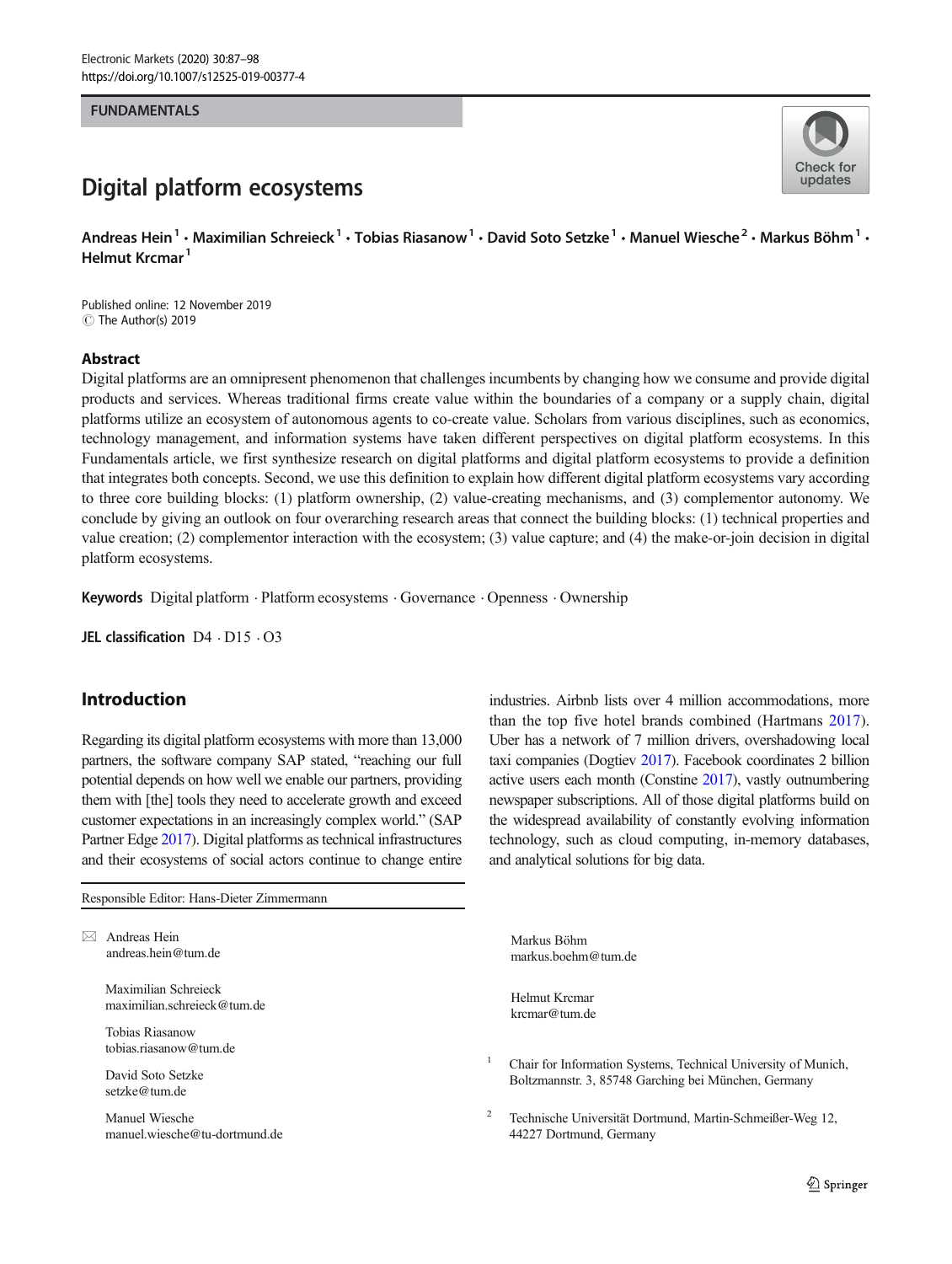FUNDAMENTALS

# Digital platform ecosystems

**Andreas Hein[1] · Maximilian Schreieck[1] · Tobias Riasanow[1] · David Soto Setzke[1] · Manuel Wiesche[2] · Markus Böhm[1] · Helmut Krcmar[1]**

Published online: 12 November 2019
© The Author(s) 2019

## Abstract

Digital platforms are an omnipresent phenomenon that challenges incumbents by changing how we consume and provide digital products and services. Whereas traditional firms create value within the boundaries of a company or a supply chain, digital platforms utilize an ecosystem of autonomous agents to co-create value. Scholars from various disciplines, such as economics, technology management, and information systems have taken different perspectives on digital platform ecosystems. In this Fundamentals article, we first synthesize research on digital platforms and digital platform ecosystems to provide a definition that integrates both concepts. Second, we use this definition to explain how different digital platform ecosystems vary according to three core building blocks: (1) platform ownership, (2) value-creating mechanisms, and (3) complementor autonomy. We conclude by giving an outlook on four overarching research areas that connect the building blocks: (1) technical properties and value creation; (2) complementor interaction with the ecosystem; (3) value capture; and (4) the make-or-join decision in digital platform ecosystems.

**Keywords** Digital platform · Platform ecosystems · Governance · Openness · Ownership

**JEL classification** D4 · D15 · O3

## Introduction

Regarding its digital platform ecosystems with more than 13,000 partners, the software company SAP stated, "reaching our full potential depends on how well we enable our partners, providing them with [the] tools they need to accelerate growth and exceed customer expectations in an increasingly complex world." (SAP Partner Edge 2017). Digital platforms as technical infrastructures and their ecosystems of social actors continue to change entire industries. Airbnb lists over 4 million accommodations, more than the top five hotel brands combined (Hartmans 2017). Uber has a network of 7 million drivers, overshadowing local taxi companies (Dogtiev 2017). Facebook coordinates 2 billion active users each month (Constine 2017), vastly outnumbering newspaper subscriptions. All of those digital platforms build on the widespread availability of constantly evolving information technology, such as cloud computing, in-memory databases, and analytical solutions for big data.

Responsible Editor: Hans-Dieter Zimmermann

✉ Andreas Hein
andreas.hein@tum.de

Maximilian Schreieck
maximilian.schreieck@tum.de

Tobias Riasanow
tobias.riasanow@tum.de

David Soto Setzke
setzke@tum.de

Manuel Wiesche
manuel.wiesche@tu-dortmund.de

Markus Böhm
markus.boehm@tum.de

Helmut Krcmar
krcmar@tum.de

[1] Chair for Information Systems, Technical University of Munich, Boltzmannstr. 3, 85748 Garching bei München, Germany

[2] Technische Universität Dortmund, Martin-Schmeißer-Weg 12, 44227 Dortmund, Germany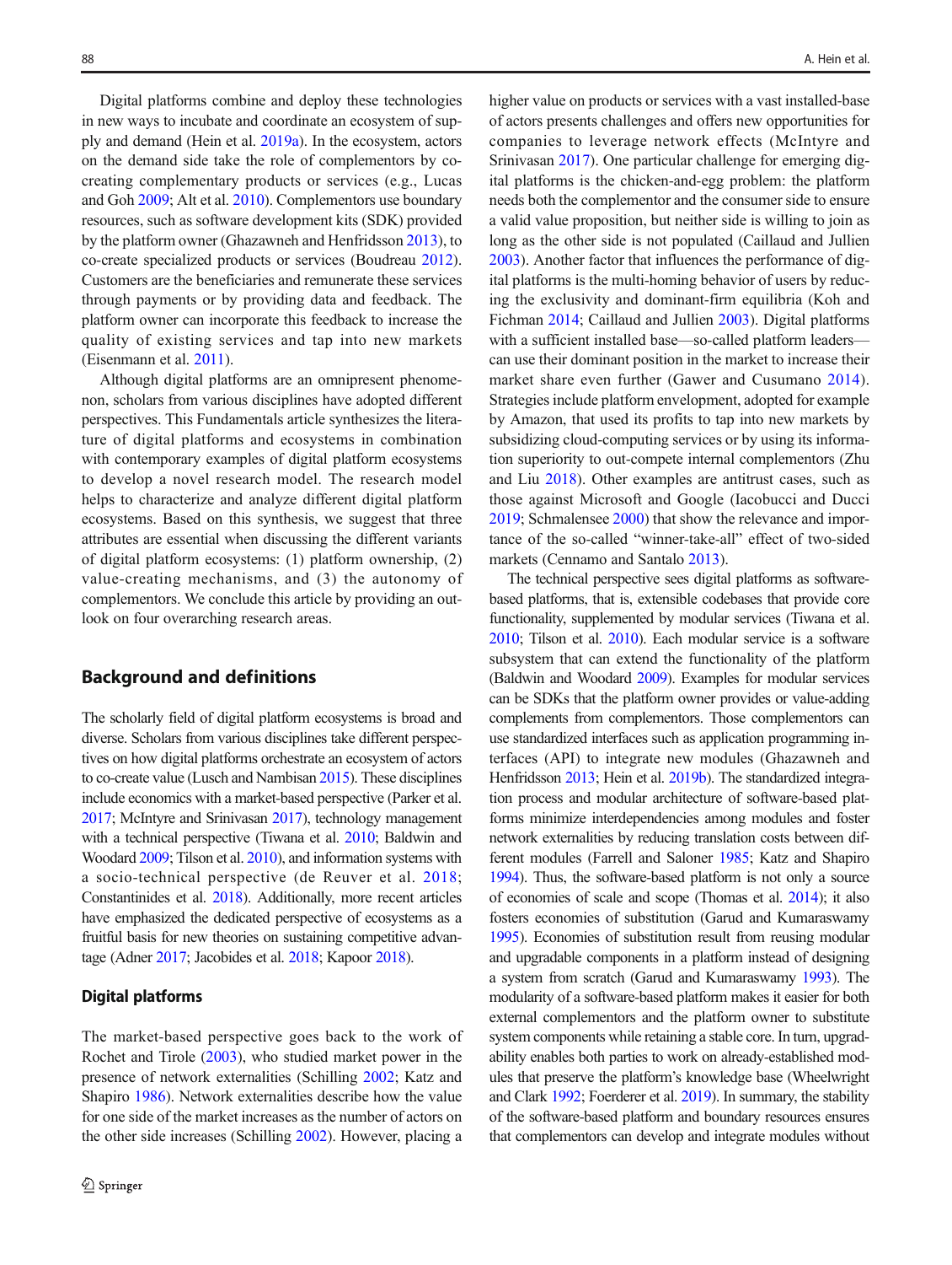Digital platforms combine and deploy these technologies in new ways to incubate and coordinate an ecosystem of supply and demand (Hein et al. 2019a). In the ecosystem, actors on the demand side take the role of complementors by co-creating complementary products or services (e.g., Lucas and Goh 2009; Alt et al. 2010). Complementors use boundary resources, such as software development kits (SDK) provided by the platform owner (Ghazawneh and Henfridsson 2013), to co-create specialized products or services (Boudreau 2012). Customers are the beneficiaries and remunerate these services through payments or by providing data and feedback. The platform owner can incorporate this feedback to increase the quality of existing services and tap into new markets (Eisenmann et al. 2011).

Although digital platforms are an omnipresent phenomenon, scholars from various disciplines have adopted different perspectives. This Fundamentals article synthesizes the literature of digital platforms and ecosystems in combination with contemporary examples of digital platform ecosystems to develop a novel research model. The research model helps to characterize and analyze different digital platform ecosystems. Based on this synthesis, we suggest that three attributes are essential when discussing the different variants of digital platform ecosystems: (1) platform ownership, (2) value-creating mechanisms, and (3) the autonomy of complementors. We conclude this article by providing an outlook on four overarching research areas.

## Background and definitions

The scholarly field of digital platform ecosystems is broad and diverse. Scholars from various disciplines take different perspectives on how digital platforms orchestrate an ecosystem of actors to co-create value (Lusch and Nambisan 2015). These disciplines include economics with a market-based perspective (Parker et al. 2017; McIntyre and Srinivasan 2017), technology management with a technical perspective (Tiwana et al. 2010; Baldwin and Woodard 2009; Tilson et al. 2010), and information systems with a socio-technical perspective (de Reuver et al. 2018; Constantinides et al. 2018). Additionally, more recent articles have emphasized the dedicated perspective of ecosystems as a fruitful basis for new theories on sustaining competitive advantage (Adner 2017; Jacobides et al. 2018; Kapoor 2018).

### Digital platforms

The market-based perspective goes back to the work of Rochet and Tirole (2003), who studied market power in the presence of network externalities (Schilling 2002; Katz and Shapiro 1986). Network externalities describe how the value for one side of the market increases as the number of actors on the other side increases (Schilling 2002). However, placing a higher value on products or services with a vast installed-base of actors presents challenges and offers new opportunities for companies to leverage network effects (McIntyre and Srinivasan 2017). One particular challenge for emerging digital platforms is the chicken-and-egg problem: the platform needs both the complementor and the consumer side to ensure a valid value proposition, but neither side is willing to join as long as the other side is not populated (Caillaud and Jullien 2003). Another factor that influences the performance of digital platforms is the multi-homing behavior of users by reducing the exclusivity and dominant-firm equilibria (Koh and Fichman 2014; Caillaud and Jullien 2003). Digital platforms with a sufficient installed base—so-called platform leaders—can use their dominant position in the market to increase their market share even further (Gawer and Cusumano 2014). Strategies include platform envelopment, adopted for example by Amazon, that used its profits to tap into new markets by subsidizing cloud-computing services or by using its information superiority to out-compete internal complementors (Zhu and Liu 2018). Other examples are antitrust cases, such as those against Microsoft and Google (Iacobucci and Ducci 2019; Schmalensee 2000) that show the relevance and importance of the so-called "winner-take-all" effect of two-sided markets (Cennamo and Santalo 2013).

The technical perspective sees digital platforms as software-based platforms, that is, extensible codebases that provide core functionality, supplemented by modular services (Tiwana et al. 2010; Tilson et al. 2010). Each modular service is a software subsystem that can extend the functionality of the platform (Baldwin and Woodard 2009). Examples for modular services can be SDKs that the platform owner provides or value-adding complements from complementors. Those complementors can use standardized interfaces such as application programming interfaces (API) to integrate new modules (Ghazawneh and Henfridsson 2013; Hein et al. 2019b). The standardized integration process and modular architecture of software-based platforms minimize interdependencies among modules and foster network externalities by reducing translation costs between different modules (Farrell and Saloner 1985; Katz and Shapiro 1994). Thus, the software-based platform is not only a source of economies of scale and scope (Thomas et al. 2014); it also fosters economies of substitution (Garud and Kumaraswamy 1995). Economies of substitution result from reusing modular and upgradable components in a platform instead of designing a system from scratch (Garud and Kumaraswamy 1993). The modularity of a software-based platform makes it easier for both external complementors and the platform owner to substitute system components while retaining a stable core. In turn, upgradability enables both parties to work on already-established modules that preserve the platform's knowledge base (Wheelwright and Clark 1992; Foerderer et al. 2019). In summary, the stability of the software-based platform and boundary resources ensures that complementors can develop and integrate modules without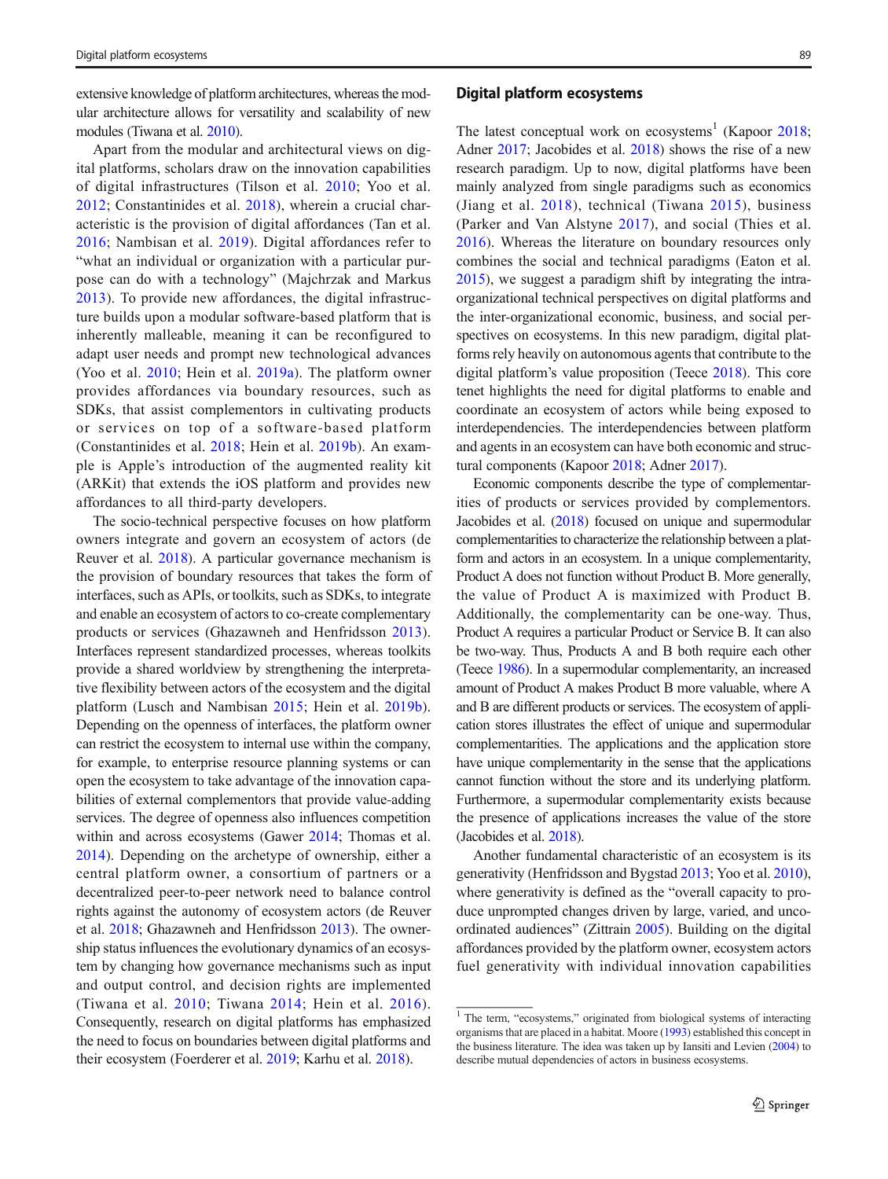extensive knowledge of platform architectures, whereas the modular architecture allows for versatility and scalability of new modules (Tiwana et al. 2010).

Apart from the modular and architectural views on digital platforms, scholars draw on the innovation capabilities of digital infrastructures (Tilson et al. 2010; Yoo et al. 2012; Constantinides et al. 2018), wherein a crucial characteristic is the provision of digital affordances (Tan et al. 2016; Nambisan et al. 2019). Digital affordances refer to "what an individual or organization with a particular purpose can do with a technology" (Majchrzak and Markus 2013). To provide new affordances, the digital infrastructure builds upon a modular software-based platform that is inherently malleable, meaning it can be reconfigured to adapt user needs and prompt new technological advances (Yoo et al. 2010; Hein et al. 2019a). The platform owner provides affordances via boundary resources, such as SDKs, that assist complementors in cultivating products or services on top of a software-based platform (Constantinides et al. 2018; Hein et al. 2019b). An example is Apple's introduction of the augmented reality kit (ARKit) that extends the iOS platform and provides new affordances to all third-party developers.

The socio-technical perspective focuses on how platform owners integrate and govern an ecosystem of actors (de Reuver et al. 2018). A particular governance mechanism is the provision of boundary resources that takes the form of interfaces, such as APIs, or toolkits, such as SDKs, to integrate and enable an ecosystem of actors to co-create complementary products or services (Ghazawneh and Henfridsson 2013). Interfaces represent standardized processes, whereas toolkits provide a shared worldview by strengthening the interpretative flexibility between actors of the ecosystem and the digital platform (Lusch and Nambisan 2015; Hein et al. 2019b). Depending on the openness of interfaces, the platform owner can restrict the ecosystem to internal use within the company, for example, to enterprise resource planning systems or can open the ecosystem to take advantage of the innovation capabilities of external complementors that provide value-adding services. The degree of openness also influences competition within and across ecosystems (Gawer 2014; Thomas et al. 2014). Depending on the archetype of ownership, either a central platform owner, a consortium of partners or a decentralized peer-to-peer network need to balance control rights against the autonomy of ecosystem actors (de Reuver et al. 2018; Ghazawneh and Henfridsson 2013). The ownership status influences the evolutionary dynamics of an ecosystem by changing how governance mechanisms such as input and output control, and decision rights are implemented (Tiwana et al. 2010; Tiwana 2014; Hein et al. 2016). Consequently, research on digital platforms has emphasized the need to focus on boundaries between digital platforms and their ecosystem (Foerderer et al. 2019; Karhu et al. 2018).

## Digital platform ecosystems

The latest conceptual work on ecosystems[1] (Kapoor 2018; Adner 2017; Jacobides et al. 2018) shows the rise of a new research paradigm. Up to now, digital platforms have been mainly analyzed from single paradigms such as economics (Jiang et al. 2018), technical (Tiwana 2015), business (Parker and Van Alstyne 2017), and social (Thies et al. 2016). Whereas the literature on boundary resources only combines the social and technical paradigms (Eaton et al. 2015), we suggest a paradigm shift by integrating the intra-organizational technical perspectives on digital platforms and the inter-organizational economic, business, and social perspectives on ecosystems. In this new paradigm, digital platforms rely heavily on autonomous agents that contribute to the digital platform's value proposition (Teece 2018). This core tenet highlights the need for digital platforms to enable and coordinate an ecosystem of actors while being exposed to interdependencies. The interdependencies between platform and agents in an ecosystem can have both economic and structural components (Kapoor 2018; Adner 2017).

Economic components describe the type of complementarities of products or services provided by complementors. Jacobides et al. (2018) focused on unique and supermodular complementarities to characterize the relationship between a platform and actors in an ecosystem. In a unique complementarity, Product A does not function without Product B. More generally, the value of Product A is maximized with Product B. Additionally, the complementarity can be one-way. Thus, Product A requires a particular Product or Service B. It can also be two-way. Thus, Products A and B both require each other (Teece 1986). In a supermodular complementarity, an increased amount of Product A makes Product B more valuable, where A and B are different products or services. The ecosystem of application stores illustrates the effect of unique and supermodular complementarities. The applications and the application store have unique complementarity in the sense that the applications cannot function without the store and its underlying platform. Furthermore, a supermodular complementarity exists because the presence of applications increases the value of the store (Jacobides et al. 2018).

Another fundamental characteristic of an ecosystem is its generativity (Henfridsson and Bygstad 2013; Yoo et al. 2010), where generativity is defined as the "overall capacity to produce unprompted changes driven by large, varied, and uncoordinated audiences" (Zittrain 2005). Building on the digital affordances provided by the platform owner, ecosystem actors fuel generativity with individual innovation capabilities

[1] The term, "ecosystems," originated from biological systems of interacting organisms that are placed in a habitat. Moore (1993) established this concept in the business literature. The idea was taken up by Iansiti and Levien (2004) to describe mutual dependencies of actors in business ecosystems.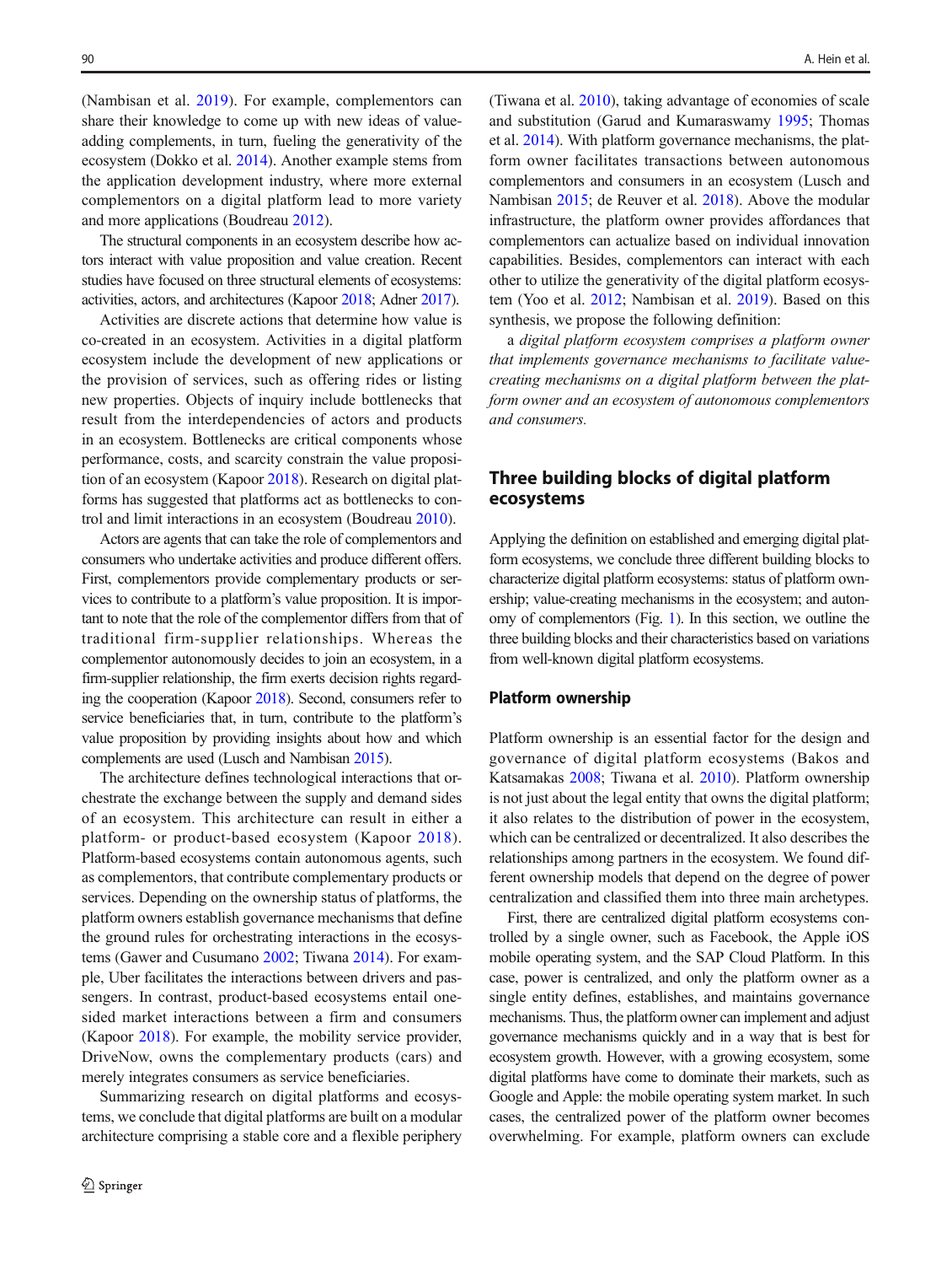(Nambisan et al. 2019). For example, complementors can share their knowledge to come up with new ideas of value-adding complements, in turn, fueling the generativity of the ecosystem (Dokko et al. 2014). Another example stems from the application development industry, where more external complementors on a digital platform lead to more variety and more applications (Boudreau 2012).

The structural components in an ecosystem describe how actors interact with value proposition and value creation. Recent studies have focused on three structural elements of ecosystems: activities, actors, and architectures (Kapoor 2018; Adner 2017).

Activities are discrete actions that determine how value is co-created in an ecosystem. Activities in a digital platform ecosystem include the development of new applications or the provision of services, such as offering rides or listing new properties. Objects of inquiry include bottlenecks that result from the interdependencies of actors and products in an ecosystem. Bottlenecks are critical components whose performance, costs, and scarcity constrain the value proposition of an ecosystem (Kapoor 2018). Research on digital platforms has suggested that platforms act as bottlenecks to control and limit interactions in an ecosystem (Boudreau 2010).

Actors are agents that can take the role of complementors and consumers who undertake activities and produce different offers. First, complementors provide complementary products or services to contribute to a platform's value proposition. It is important to note that the role of the complementor differs from that of traditional firm-supplier relationships. Whereas the complementor autonomously decides to join an ecosystem, in a firm-supplier relationship, the firm exerts decision rights regarding the cooperation (Kapoor 2018). Second, consumers refer to service beneficiaries that, in turn, contribute to the platform's value proposition by providing insights about how and which complements are used (Lusch and Nambisan 2015).

The architecture defines technological interactions that orchestrate the exchange between the supply and demand sides of an ecosystem. This architecture can result in either a platform- or product-based ecosystem (Kapoor 2018). Platform-based ecosystems contain autonomous agents, such as complementors, that contribute complementary products or services. Depending on the ownership status of platforms, the platform owners establish governance mechanisms that define the ground rules for orchestrating interactions in the ecosystems (Gawer and Cusumano 2002; Tiwana 2014). For example, Uber facilitates the interactions between drivers and passengers. In contrast, product-based ecosystems entail one-sided market interactions between a firm and consumers (Kapoor 2018). For example, the mobility service provider, DriveNow, owns the complementary products (cars) and merely integrates consumers as service beneficiaries.

Summarizing research on digital platforms and ecosystems, we conclude that digital platforms are built on a modular architecture comprising a stable core and a flexible periphery (Tiwana et al. 2010), taking advantage of economies of scale and substitution (Garud and Kumaraswamy 1995; Thomas et al. 2014). With platform governance mechanisms, the platform owner facilitates transactions between autonomous complementors and consumers in an ecosystem (Lusch and Nambisan 2015; de Reuver et al. 2018). Above the modular infrastructure, the platform owner provides affordances that complementors can actualize based on individual innovation capabilities. Besides, complementors can interact with each other to utilize the generativity of the digital platform ecosystem (Yoo et al. 2012; Nambisan et al. 2019). Based on this synthesis, we propose the following definition:

a *digital platform ecosystem comprises a platform owner that implements governance mechanisms to facilitate value-creating mechanisms on a digital platform between the platform owner and an ecosystem of autonomous complementors and consumers.*

## Three building blocks of digital platform ecosystems

Applying the definition on established and emerging digital platform ecosystems, we conclude three different building blocks to characterize digital platform ecosystems: status of platform ownership; value-creating mechanisms in the ecosystem; and autonomy of complementors (Fig. 1). In this section, we outline the three building blocks and their characteristics based on variations from well-known digital platform ecosystems.

### Platform ownership

Platform ownership is an essential factor for the design and governance of digital platform ecosystems (Bakos and Katsamakas 2008; Tiwana et al. 2010). Platform ownership is not just about the legal entity that owns the digital platform; it also relates to the distribution of power in the ecosystem, which can be centralized or decentralized. It also describes the relationships among partners in the ecosystem. We found different ownership models that depend on the degree of power centralization and classified them into three main archetypes.

First, there are centralized digital platform ecosystems controlled by a single owner, such as Facebook, the Apple iOS mobile operating system, and the SAP Cloud Platform. In this case, power is centralized, and only the platform owner as a single entity defines, establishes, and maintains governance mechanisms. Thus, the platform owner can implement and adjust governance mechanisms quickly and in a way that is best for ecosystem growth. However, with a growing ecosystem, some digital platforms have come to dominate their markets, such as Google and Apple: the mobile operating system market. In such cases, the centralized power of the platform owner becomes overwhelming. For example, platform owners can exclude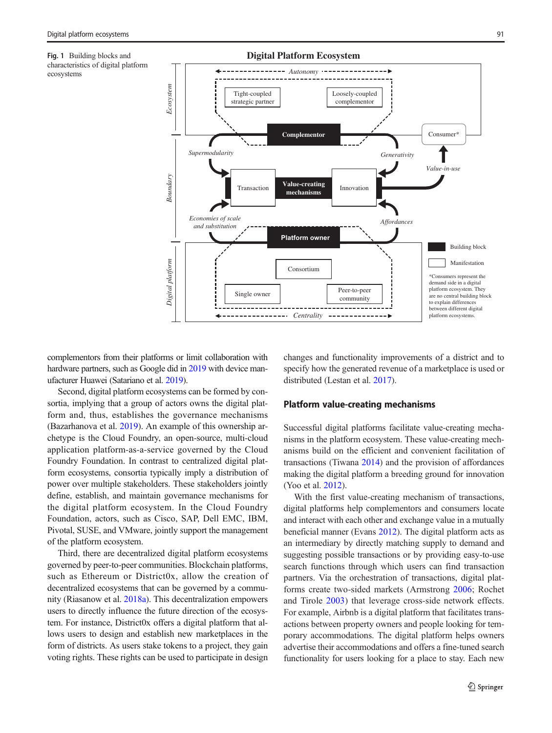Fig. 1 Building blocks and characteristics of digital platform ecosystems

complementors from their platforms or limit collaboration with hardware partners, such as Google did in 2019 with device manufacturer Huawei (Satariano et al. 2019).

Second, digital platform ecosystems can be formed by consortia, implying that a group of actors owns the digital platform and, thus, establishes the governance mechanisms (Bazarhanova et al. 2019). An example of this ownership archetype is the Cloud Foundry, an open-source, multi-cloud application platform-as-a-service governed by the Cloud Foundry Foundation. In contrast to centralized digital platform ecosystems, consortia typically imply a distribution of power over multiple stakeholders. These stakeholders jointly define, establish, and maintain governance mechanisms for the digital platform ecosystem. In the Cloud Foundry Foundation, actors, such as Cisco, SAP, Dell EMC, IBM, Pivotal, SUSE, and VMware, jointly support the management of the platform ecosystem.

Third, there are decentralized digital platform ecosystems governed by peer-to-peer communities. Blockchain platforms, such as Ethereum or District0x, allow the creation of decentralized ecosystems that can be governed by a community (Riasanow et al. 2018a). This decentralization empowers users to directly influence the future direction of the ecosystem. For instance, District0x offers a digital platform that allows users to design and establish new marketplaces in the form of districts. As users stake tokens to a project, they gain voting rights. These rights can be used to participate in design changes and functionality improvements of a district and to specify how the generated revenue of a marketplace is used or distributed (Lestan et al. 2017).

## Platform value-creating mechanisms

Successful digital platforms facilitate value-creating mechanisms in the platform ecosystem. These value-creating mechanisms build on the efficient and convenient facilitation of transactions (Tiwana 2014) and the provision of affordances making the digital platform a breeding ground for innovation (Yoo et al. 2012).

With the first value-creating mechanism of transactions, digital platforms help complementors and consumers locate and interact with each other and exchange value in a mutually beneficial manner (Evans 2012). The digital platform acts as an intermediary by directly matching supply to demand and suggesting possible transactions or by providing easy-to-use search functions through which users can find transaction partners. Via the orchestration of transactions, digital platforms create two-sided markets (Armstrong 2006; Rochet and Tirole 2003) that leverage cross-side network effects. For example, Airbnb is a digital platform that facilitates transactions between property owners and people looking for temporary accommodations. The digital platform helps owners advertise their accommodations and offers a fine-tuned search functionality for users looking for a place to stay. Each new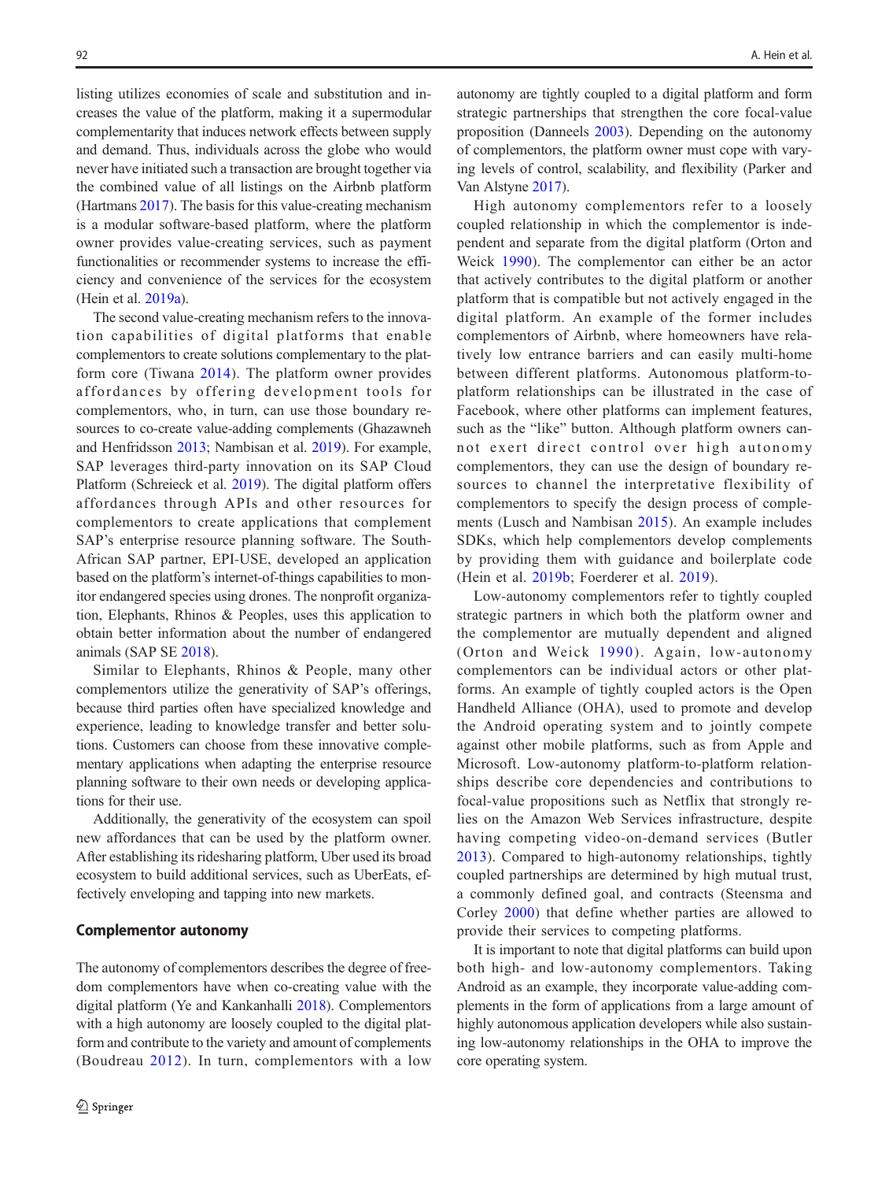listing utilizes economies of scale and substitution and increases the value of the platform, making it a supermodular complementarity that induces network effects between supply and demand. Thus, individuals across the globe who would never have initiated such a transaction are brought together via the combined value of all listings on the Airbnb platform (Hartmans 2017). The basis for this value-creating mechanism is a modular software-based platform, where the platform owner provides value-creating services, such as payment functionalities or recommender systems to increase the efficiency and convenience of the services for the ecosystem (Hein et al. 2019a).

The second value-creating mechanism refers to the innovation capabilities of digital platforms that enable complementors to create solutions complementary to the platform core (Tiwana 2014). The platform owner provides affordances by offering development tools for complementors, who, in turn, can use those boundary resources to co-create value-adding complements (Ghazawneh and Henfridsson 2013; Nambisan et al. 2019). For example, SAP leverages third-party innovation on its SAP Cloud Platform (Schreieck et al. 2019). The digital platform offers affordances through APIs and other resources for complementors to create applications that complement SAP's enterprise resource planning software. The South-African SAP partner, EPI-USE, developed an application based on the platform's internet-of-things capabilities to monitor endangered species using drones. The nonprofit organization, Elephants, Rhinos & Peoples, uses this application to obtain better information about the number of endangered animals (SAP SE 2018).

Similar to Elephants, Rhinos & People, many other complementors utilize the generativity of SAP's offerings, because third parties often have specialized knowledge and experience, leading to knowledge transfer and better solutions. Customers can choose from these innovative complementary applications when adapting the enterprise resource planning software to their own needs or developing applications for their use.

Additionally, the generativity of the ecosystem can spoil new affordances that can be used by the platform owner. After establishing its ridesharing platform, Uber used its broad ecosystem to build additional services, such as UberEats, effectively enveloping and tapping into new markets.

## Complementor autonomy

The autonomy of complementors describes the degree of freedom complementors have when co-creating value with the digital platform (Ye and Kankanhalli 2018). Complementors with a high autonomy are loosely coupled to the digital platform and contribute to the variety and amount of complements (Boudreau 2012). In turn, complementors with a low autonomy are tightly coupled to a digital platform and form strategic partnerships that strengthen the core focal-value proposition (Danneels 2003). Depending on the autonomy of complementors, the platform owner must cope with varying levels of control, scalability, and flexibility (Parker and Van Alstyne 2017).

High autonomy complementors refer to a loosely coupled relationship in which the complementor is independent and separate from the digital platform (Orton and Weick 1990). The complementor can either be an actor that actively contributes to the digital platform or another platform that is compatible but not actively engaged in the digital platform. An example of the former includes complementors of Airbnb, where homeowners have relatively low entrance barriers and can easily multi-home between different platforms. Autonomous platform-to-platform relationships can be illustrated in the case of Facebook, where other platforms can implement features, such as the "like" button. Although platform owners cannot exert direct control over high autonomy complementors, they can use the design of boundary resources to channel the interpretative flexibility of complementors to specify the design process of complements (Lusch and Nambisan 2015). An example includes SDKs, which help complementors develop complements by providing them with guidance and boilerplate code (Hein et al. 2019b; Foerderer et al. 2019).

Low-autonomy complementors refer to tightly coupled strategic partners in which both the platform owner and the complementor are mutually dependent and aligned (Orton and Weick 1990). Again, low-autonomy complementors can be individual actors or other platforms. An example of tightly coupled actors is the Open Handheld Alliance (OHA), used to promote and develop the Android operating system and to jointly compete against other mobile platforms, such as from Apple and Microsoft. Low-autonomy platform-to-platform relationships describe core dependencies and contributions to focal-value propositions such as Netflix that strongly relies on the Amazon Web Services infrastructure, despite having competing video-on-demand services (Butler 2013). Compared to high-autonomy relationships, tightly coupled partnerships are determined by high mutual trust, a commonly defined goal, and contracts (Steensma and Corley 2000) that define whether parties are allowed to provide their services to competing platforms.

It is important to note that digital platforms can build upon both high- and low-autonomy complementors. Taking Android as an example, they incorporate value-adding complements in the form of applications from a large amount of highly autonomous application developers while also sustaining low-autonomy relationships in the OHA to improve the core operating system.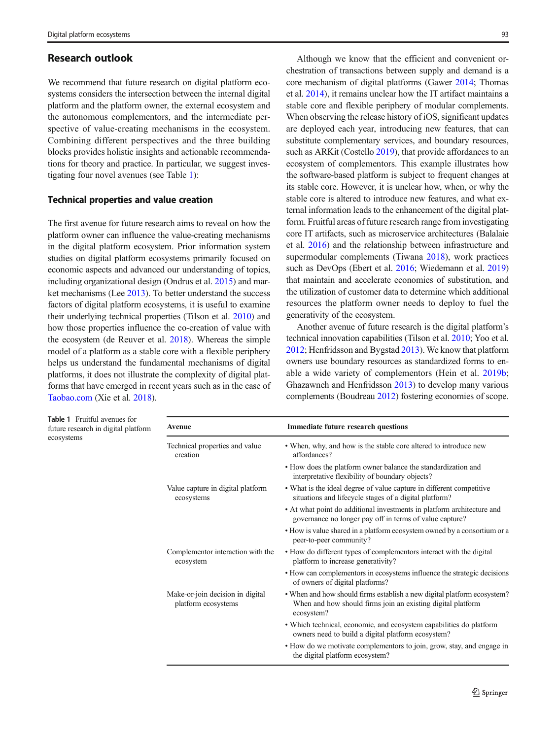## Research outlook

We recommend that future research on digital platform ecosystems considers the intersection between the internal digital platform and the platform owner, the external ecosystem and the autonomous complementors, and the intermediate perspective of value-creating mechanisms in the ecosystem. Combining different perspectives and the three building blocks provides holistic insights and actionable recommendations for theory and practice. In particular, we suggest investigating four novel avenues (see Table 1):

### Technical properties and value creation

The first avenue for future research aims to reveal on how the platform owner can influence the value-creating mechanisms in the digital platform ecosystem. Prior information system studies on digital platform ecosystems primarily focused on economic aspects and advanced our understanding of topics, including organizational design (Ondrus et al. 2015) and market mechanisms (Lee 2013). To better understand the success factors of digital platform ecosystems, it is useful to examine their underlying technical properties (Tilson et al. 2010) and how those properties influence the co-creation of value with the ecosystem (de Reuver et al. 2018). Whereas the simple model of a platform as a stable core with a flexible periphery helps us understand the fundamental mechanisms of digital platforms, it does not illustrate the complexity of digital platforms that have emerged in recent years such as in the case of Taobao.com (Xie et al. 2018).

Although we know that the efficient and convenient orchestration of transactions between supply and demand is a core mechanism of digital platforms (Gawer 2014; Thomas et al. 2014), it remains unclear how the IT artifact maintains a stable core and flexible periphery of modular complements. When observing the release history of iOS, significant updates are deployed each year, introducing new features, that can substitute complementary services, and boundary resources, such as ARKit (Costello 2019), that provide affordances to an ecosystem of complementors. This example illustrates how the software-based platform is subject to frequent changes at its stable core. However, it is unclear how, when, or why the stable core is altered to introduce new features, and what external information leads to the enhancement of the digital platform. Fruitful areas of future research range from investigating core IT artifacts, such as microservice architectures (Balalaie et al. 2016) and the relationship between infrastructure and supermodular complements (Tiwana 2018), work practices such as DevOps (Ebert et al. 2016; Wiedemann et al. 2019) that maintain and accelerate economies of substitution, and the utilization of customer data to determine which additional resources the platform owner needs to deploy to fuel the generativity of the ecosystem.

Another avenue of future research is the digital platform's technical innovation capabilities (Tilson et al. 2010; Yoo et al. 2012; Henfridsson and Bygstad 2013). We know that platform owners use boundary resources as standardized forms to enable a wide variety of complementors (Hein et al. 2019b; Ghazawneh and Henfridsson 2013) to develop many various complements (Boudreau 2012) fostering economies of scope.

**Table 1** Fruitful avenues for future research in digital platform ecosystems

| Avenue | Immediate future research questions |
|---|---|
| Technical properties and value creation | • When, why, and how is the stable core altered to introduce new affordances? |
| | • How does the platform owner balance the standardization and interpretative flexibility of boundary objects? |
| Value capture in digital platform ecosystems | • What is the ideal degree of value capture in different competitive situations and lifecycle stages of a digital platform? |
| | • At what point do additional investments in platform architecture and governance no longer pay off in terms of value capture? |
| | • How is value shared in a platform ecosystem owned by a consortium or a peer-to-peer community? |
| Complementor interaction with the ecosystem | • How do different types of complementors interact with the digital platform to increase generativity? |
| | • How can complementors in ecosystems influence the strategic decisions of owners of digital platforms? |
| Make-or-join decision in digital platform ecosystems | • When and how should firms establish a new digital platform ecosystem? When and how should firms join an existing digital platform ecosystem? |
| | • Which technical, economic, and ecosystem capabilities do platform owners need to build a digital platform ecosystem? |
| | • How do we motivate complementors to join, grow, stay, and engage in the digital platform ecosystem? |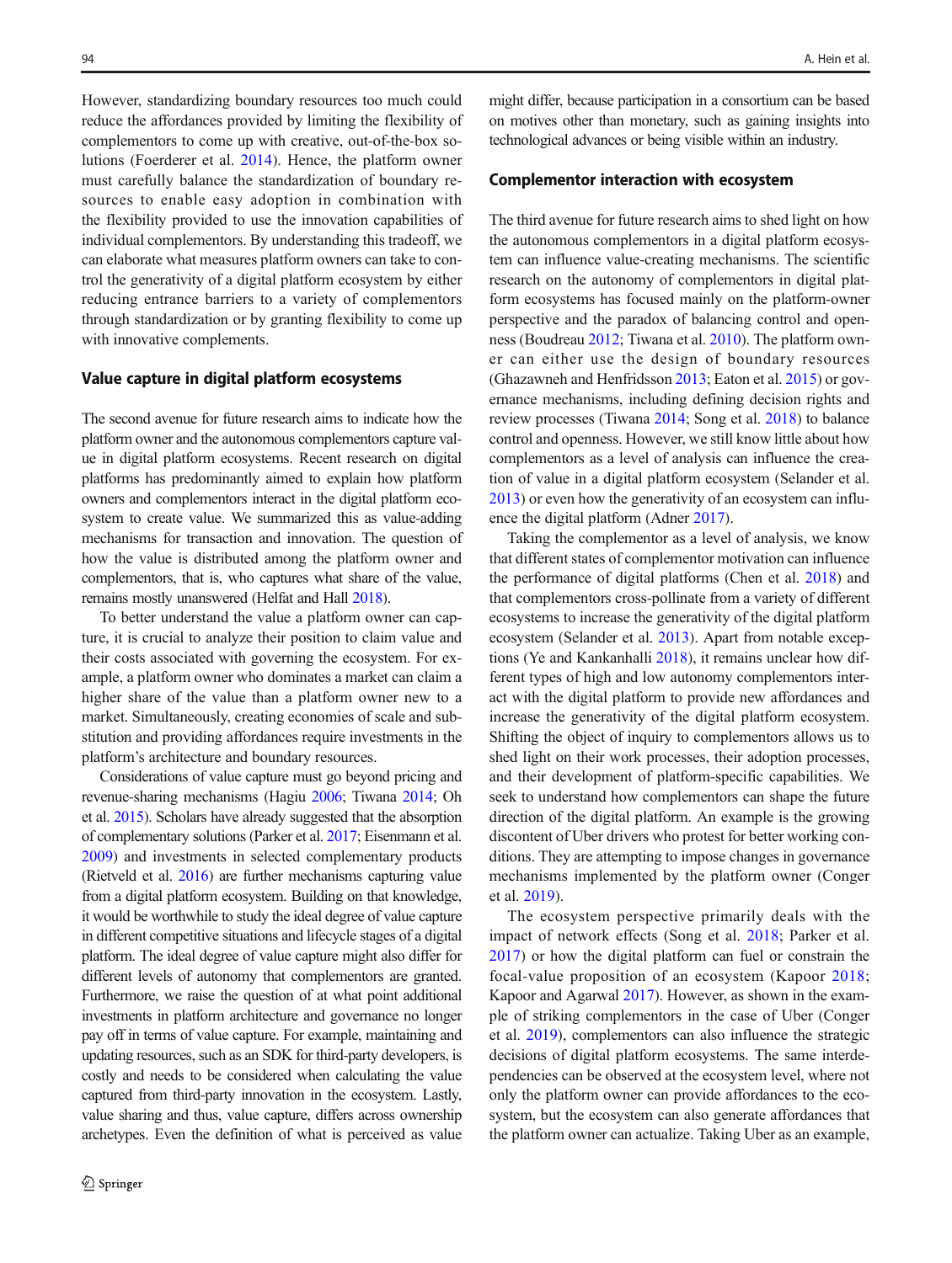However, standardizing boundary resources too much could reduce the affordances provided by limiting the flexibility of complementors to come up with creative, out-of-the-box solutions (Foerderer et al. 2014). Hence, the platform owner must carefully balance the standardization of boundary resources to enable easy adoption in combination with the flexibility provided to use the innovation capabilities of individual complementors. By understanding this tradeoff, we can elaborate what measures platform owners can take to control the generativity of a digital platform ecosystem by either reducing entrance barriers to a variety of complementors through standardization or by granting flexibility to come up with innovative complements.

### Value capture in digital platform ecosystems

The second avenue for future research aims to indicate how the platform owner and the autonomous complementors capture value in digital platform ecosystems. Recent research on digital platforms has predominantly aimed to explain how platform owners and complementors interact in the digital platform ecosystem to create value. We summarized this as value-adding mechanisms for transaction and innovation. The question of how the value is distributed among the platform owner and complementors, that is, who captures what share of the value, remains mostly unanswered (Helfat and Hall 2018).

To better understand the value a platform owner can capture, it is crucial to analyze their position to claim value and their costs associated with governing the ecosystem. For example, a platform owner who dominates a market can claim a higher share of the value than a platform owner new to a market. Simultaneously, creating economies of scale and substitution and providing affordances require investments in the platform's architecture and boundary resources.

Considerations of value capture must go beyond pricing and revenue-sharing mechanisms (Hagiu 2006; Tiwana 2014; Oh et al. 2015). Scholars have already suggested that the absorption of complementary solutions (Parker et al. 2017; Eisenmann et al. 2009) and investments in selected complementary products (Rietveld et al. 2016) are further mechanisms capturing value from a digital platform ecosystem. Building on that knowledge, it would be worthwhile to study the ideal degree of value capture in different competitive situations and lifecycle stages of a digital platform. The ideal degree of value capture might also differ for different levels of autonomy that complementors are granted. Furthermore, we raise the question of at what point additional investments in platform architecture and governance no longer pay off in terms of value capture. For example, maintaining and updating resources, such as an SDK for third-party developers, is costly and needs to be considered when calculating the value captured from third-party innovation in the ecosystem. Lastly, value sharing and thus, value capture, differs across ownership archetypes. Even the definition of what is perceived as value might differ, because participation in a consortium can be based on motives other than monetary, such as gaining insights into technological advances or being visible within an industry.

### Complementor interaction with ecosystem

The third avenue for future research aims to shed light on how the autonomous complementors in a digital platform ecosystem can influence value-creating mechanisms. The scientific research on the autonomy of complementors in digital platform ecosystems has focused mainly on the platform-owner perspective and the paradox of balancing control and openness (Boudreau 2012; Tiwana et al. 2010). The platform owner can either use the design of boundary resources (Ghazawneh and Henfridsson 2013; Eaton et al. 2015) or governance mechanisms, including defining decision rights and review processes (Tiwana 2014; Song et al. 2018) to balance control and openness. However, we still know little about how complementors as a level of analysis can influence the creation of value in a digital platform ecosystem (Selander et al. 2013) or even how the generativity of an ecosystem can influence the digital platform (Adner 2017).

Taking the complementor as a level of analysis, we know that different states of complementor motivation can influence the performance of digital platforms (Chen et al. 2018) and that complementors cross-pollinate from a variety of different ecosystems to increase the generativity of the digital platform ecosystem (Selander et al. 2013). Apart from notable exceptions (Ye and Kankanhalli 2018), it remains unclear how different types of high and low autonomy complementors interact with the digital platform to provide new affordances and increase the generativity of the digital platform ecosystem. Shifting the object of inquiry to complementors allows us to shed light on their work processes, their adoption processes, and their development of platform-specific capabilities. We seek to understand how complementors can shape the future direction of the digital platform. An example is the growing discontent of Uber drivers who protest for better working conditions. They are attempting to impose changes in governance mechanisms implemented by the platform owner (Conger et al. 2019).

The ecosystem perspective primarily deals with the impact of network effects (Song et al. 2018; Parker et al. 2017) or how the digital platform can fuel or constrain the focal-value proposition of an ecosystem (Kapoor 2018; Kapoor and Agarwal 2017). However, as shown in the example of striking complementors in the case of Uber (Conger et al. 2019), complementors can also influence the strategic decisions of digital platform ecosystems. The same interdependencies can be observed at the ecosystem level, where not only the platform owner can provide affordances to the ecosystem, but the ecosystem can also generate affordances that the platform owner can actualize. Taking Uber as an example,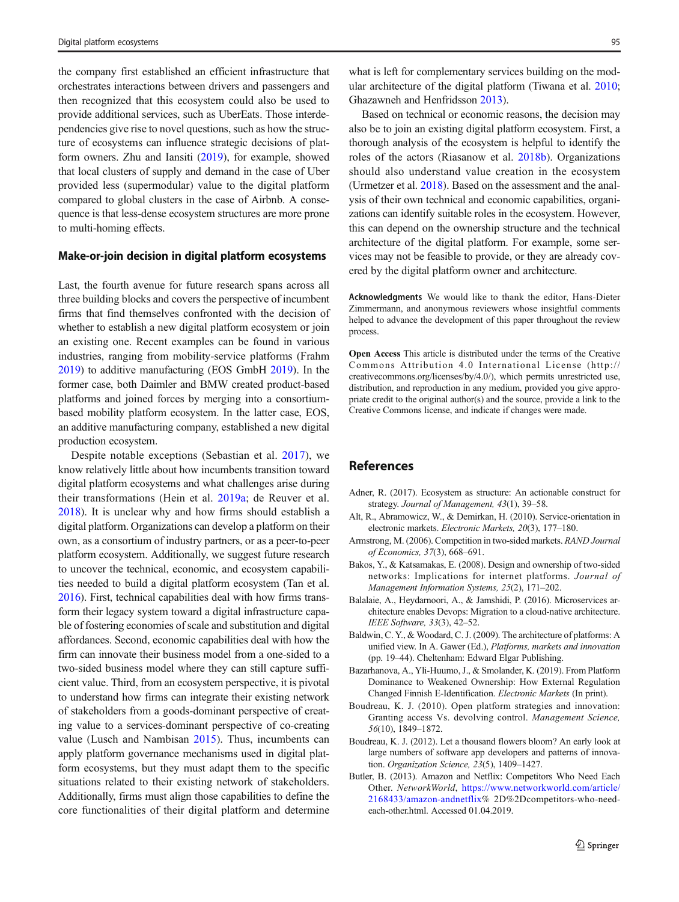the company first established an efficient infrastructure that orchestrates interactions between drivers and passengers and then recognized that this ecosystem could also be used to provide additional services, such as UberEats. Those interdependencies give rise to novel questions, such as how the structure of ecosystems can influence strategic decisions of platform owners. Zhu and Iansiti (2019), for example, showed that local clusters of supply and demand in the case of Uber provided less (supermodular) value to the digital platform compared to global clusters in the case of Airbnb. A consequence is that less-dense ecosystem structures are more prone to multi-homing effects.

### Make-or-join decision in digital platform ecosystems

Last, the fourth avenue for future research spans across all three building blocks and covers the perspective of incumbent firms that find themselves confronted with the decision of whether to establish a new digital platform ecosystem or join an existing one. Recent examples can be found in various industries, ranging from mobility-service platforms (Frahm 2019) to additive manufacturing (EOS GmbH 2019). In the former case, both Daimler and BMW created product-based platforms and joined forces by merging into a consortium-based mobility platform ecosystem. In the latter case, EOS, an additive manufacturing company, established a new digital production ecosystem.

Despite notable exceptions (Sebastian et al. 2017), we know relatively little about how incumbents transition toward digital platform ecosystems and what challenges arise during their transformations (Hein et al. 2019a; de Reuver et al. 2018). It is unclear why and how firms should establish a digital platform. Organizations can develop a platform on their own, as a consortium of industry partners, or as a peer-to-peer platform ecosystem. Additionally, we suggest future research to uncover the technical, economic, and ecosystem capabilities needed to build a digital platform ecosystem (Tan et al. 2016). First, technical capabilities deal with how firms transform their legacy system toward a digital infrastructure capable of fostering economies of scale and substitution and digital affordances. Second, economic capabilities deal with how the firm can innovate their business model from a one-sided to a two-sided business model where they can still capture sufficient value. Third, from an ecosystem perspective, it is pivotal to understand how firms can integrate their existing network of stakeholders from a goods-dominant perspective of creating value to a services-dominant perspective of co-creating value (Lusch and Nambisan 2015). Thus, incumbents can apply platform governance mechanisms used in digital platform ecosystems, but they must adapt them to the specific situations related to their existing network of stakeholders. Additionally, firms must align those capabilities to define the core functionalities of their digital platform and determine what is left for complementary services building on the modular architecture of the digital platform (Tiwana et al. 2010; Ghazawneh and Henfridsson 2013).

Based on technical or economic reasons, the decision may also be to join an existing digital platform ecosystem. First, a thorough analysis of the ecosystem is helpful to identify the roles of the actors (Riasanow et al. 2018b). Organizations should also understand value creation in the ecosystem (Urmetzer et al. 2018). Based on the assessment and the analysis of their own technical and economic capabilities, organizations can identify suitable roles in the ecosystem. However, this can depend on the ownership structure and the technical architecture of the digital platform. For example, some services may not be feasible to provide, or they are already covered by the digital platform owner and architecture.

**Acknowledgments** We would like to thank the editor, Hans-Dieter Zimmermann, and anonymous reviewers whose insightful comments helped to advance the development of this paper throughout the review process.

**Open Access** This article is distributed under the terms of the Creative Commons Attribution 4.0 International License (http://creativecommons.org/licenses/by/4.0/), which permits unrestricted use, distribution, and reproduction in any medium, provided you give appropriate credit to the original author(s) and the source, provide a link to the Creative Commons license, and indicate if changes were made.

## References

Adner, R. (2017). Ecosystem as structure: An actionable construct for strategy. *Journal of Management, 43*(1), 39–58.

Alt, R., Abramowicz, W., & Demirkan, H. (2010). Service-orientation in electronic markets. *Electronic Markets, 20*(3), 177–180.

Armstrong, M. (2006). Competition in two-sided markets. *RAND Journal of Economics, 37*(3), 668–691.

Bakos, Y., & Katsamakas, E. (2008). Design and ownership of two-sided networks: Implications for internet platforms. *Journal of Management Information Systems, 25*(2), 171–202.

Balalaie, A., Heydarnoori, A., & Jamshidi, P. (2016). Microservices architecture enables Devops: Migration to a cloud-native architecture. *IEEE Software, 33*(3), 42–52.

Baldwin, C. Y., & Woodard, C. J. (2009). The architecture of platforms: A unified view. In A. Gawer (Ed.), *Platforms, markets and innovation* (pp. 19–44). Cheltenham: Edward Elgar Publishing.

Bazarhanova, A., Yli-Huumo, J., & Smolander, K. (2019). From Platform Dominance to Weakened Ownership: How External Regulation Changed Finnish E-Identification. *Electronic Markets* (In print).

Boudreau, K. J. (2010). Open platform strategies and innovation: Granting access Vs. devolving control. *Management Science, 56*(10), 1849–1872.

Boudreau, K. J. (2012). Let a thousand flowers bloom? An early look at large numbers of software app developers and patterns of innovation. *Organization Science, 23*(5), 1409–1427.

Butler, B. (2013). Amazon and Netflix: Competitors Who Need Each Other. *NetworkWorld*, https://www.networkworld.com/article/2168433/amazon-andnetflix% 2D%2Dcompetitors-who-need-each-other.html. Accessed 01.04.2019.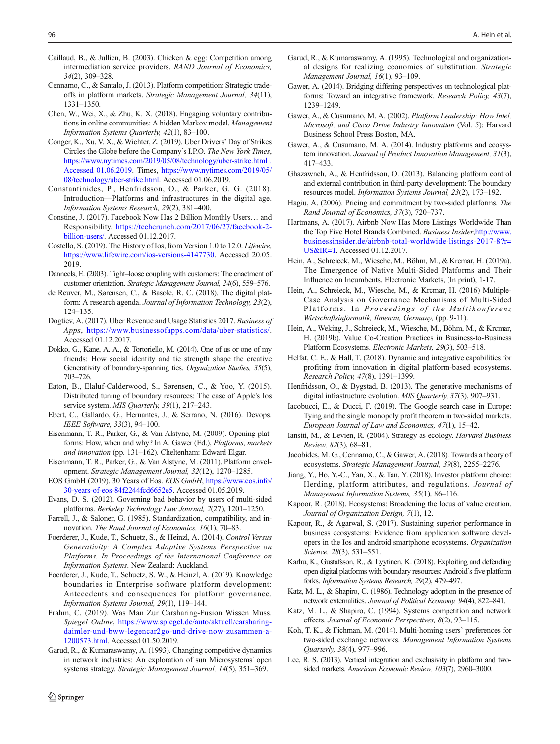Caillaud, B., & Jullien, B. (2003). Chicken & egg: Competition among intermediation service providers. *RAND Journal of Economics, 34*(2), 309–328.

Cennamo, C., & Santalo, J. (2013). Platform competition: Strategic trade-offs in platform markets. *Strategic Management Journal, 34*(11), 1331–1350.

Chen, W., Wei, X., & Zhu, K. X. (2018). Engaging voluntary contributions in online communities: A hidden Markov model. *Management Information Systems Quarterly, 42*(1), 83–100.

Conger, K., Xu, V. X., & Wichter, Z. (2019). Uber Drivers' Day of Strikes Circles the Globe before the Company's I.P.O. *The New York Times*, https://www.nytimes.com/2019/05/08/technology/uber-strike.html . Accessed 01.06.2019. Times, https://www.nytimes.com/2019/05/08/technology/uber-strike.html. Accessed 01.06.2019.

Constantinides, P., Henfridsson, O., & Parker, G. G. (2018). Introduction—Platforms and infrastructures in the digital age. *Information Systems Research, 29*(2), 381–400.

Constine, J. (2017). Facebook Now Has 2 Billion Monthly Users… and Responsibility. https://techcrunch.com/2017/06/27/facebook-2-billion-users/. Accessed 01.12.2017.

Costello, S. (2019). The History of Ios, from Version 1.0 to 12.0. *Lifewire*, https://www.lifewire.com/ios-versions-4147730. Accessed 20.05.2019.

Danneels, E. (2003). Tight–loose coupling with customers: The enactment of customer orientation. *Strategic Management Journal, 24*(6), 559–576.

de Reuver, M., Sørensen, C., & Basole, R. C. (2018). The digital platform: A research agenda. *Journal of Information Technology, 23*(2), 124–135.

Dogtiev, A. (2017). Uber Revenue and Usage Statistics 2017. *Business of Apps*, https://www.businessofapps.com/data/uber-statistics/. Accessed 01.12.2017.

Dokko, G., Kane, A. A., & Tortoriello, M. (2014). One of us or one of my friends: How social identity and tie strength shape the creative Generativity of boundary-spanning ties. *Organization Studies, 35*(5), 703–726.

Eaton, B., Elaluf-Calderwood, S., Sørensen, C., & Yoo, Y. (2015). Distributed tuning of boundary resources: The case of Apple's Ios service system. *MIS Quarterly, 39*(1), 217–243.

Ebert, C., Gallardo, G., Hernantes, J., & Serrano, N. (2016). Devops. *IEEE Software, 33*(3), 94–100.

Eisenmann, T. R., Parker, G., & Van Alstyne, M. (2009). Opening platforms: How, when and why? In A. Gawer (Ed.), *Platforms, markets and innovation* (pp. 131–162). Cheltenham: Edward Elgar.

Eisenmann, T. R., Parker, G., & Van Alstyne, M. (2011). Platform envelopment. *Strategic Management Journal, 32*(12), 1270–1285.

EOS GmbH (2019). 30 Years of Eos. *EOS GmbH*, https://www.eos.info/30-years-of-eos-84f2244fcd6652e5. Accessed 01.05.2019.

Evans, D. S. (2012). Governing bad behavior by users of multi-sided platforms. *Berkeley Technology Law Journal, 2*(27), 1201–1250.

Farrell, J., & Saloner, G. (1985). Standardization, compatibility, and innovation. *The Rand Journal of Economics, 16*(1), 70–83.

Foerderer, J., Kude, T., Schuetz, S., & Heinzl, A. (2014). *Control Versus Generativity: A Complex Adaptive Systems Perspective on Platforms. In Proceedings of the International Conference on Information Systems*. New Zealand: Auckland.

Foerderer, J., Kude, T., Schuetz, S. W., & Heinzl, A. (2019). Knowledge boundaries in Enterprise software platform development: Antecedents and consequences for platform governance. *Information Systems Journal, 29*(1), 119–144.

Frahm, C. (2019). Was Man Zur Carsharing-Fusion Wissen Muss. *Spiegel Online*, https://www.spiegel.de/auto/aktuell/carsharing-daimler-und-bww-legencar2go-und-drive-now-zusammen-a-1200573.html. Accessed 01.50.2019.

Garud, R., & Kumaraswamy, A. (1993). Changing competitive dynamics in network industries: An exploration of sun Microsystems' open systems strategy. *Strategic Management Journal, 14*(5), 351–369.

Garud, R., & Kumaraswamy, A. (1995). Technological and organizational designs for realizing economies of substitution. *Strategic Management Journal, 16*(1), 93–109.

Gawer, A. (2014). Bridging differing perspectives on technological platforms: Toward an integrative framework. *Research Policy, 43*(7), 1239–1249.

Gawer, A., & Cusumano, M. A. (2002). *Platform Leadership: How Intel, Microsoft, and Cisco Drive Industry Innovation* (Vol. 5): Harvard Business School Press Boston, MA.

Gawer, A., & Cusumano, M. A. (2014). Industry platforms and ecosystem innovation. *Journal of Product Innovation Management, 31*(3), 417–433.

Ghazawneh, A., & Henfridsson, O. (2013). Balancing platform control and external contribution in third-party development: The boundary resources model. *Information Systems Journal, 23*(2), 173–192.

Hagiu, A. (2006). Pricing and commitment by two-sided platforms. *The Rand Journal of Economics, 37*(3), 720–737.

Hartmans, A. (2017). Airbnb Now Has More Listings Worldwide Than the Top Five Hotel Brands Combined. *Business Insider*, http://www.businessinsider.de/airbnb-total-worldwide-listings-2017-8?r=US&IR=T. Accessed 01.12.2017.

Hein, A., Schreieck, M., Wiesche, M., Böhm, M., & Krcmar, H. (2019a). The Emergence of Native Multi-Sided Platforms and Their Influence on Incumbents. Electronic Markets, (In print), 1-17.

Hein, A., Schreieck, M., Wiesche, M., & Krcmar, H. (2016) Multiple-Case Analysis on Governance Mechanisms of Multi-Sided Platforms. In *Proceedings of the Multikonferenz Wirtschaftsinformatik, Ilmenau, Germany,* (pp. 9-11).

Hein, A., Weking, J., Schreieck, M., Wiesche, M., Böhm, M., & Krcmar, H. (2019b). Value Co-Creation Practices in Business-to-Business Platform Ecosystems. *Electronic Markets, 29*(3), 503–518.

Helfat, C. E., & Hall, T. (2018). Dynamic and integrative capabilities for profiting from innovation in digital platform-based ecosystems. *Research Policy, 47*(8), 1391–1399.

Henfridsson, O., & Bygstad, B. (2013). The generative mechanisms of digital infrastructure evolution. *MIS Quarterly, 37*(3), 907–931.

Iacobucci, E., & Ducci, F. (2019). The Google search case in Europe: Tying and the single monopoly profit theorem in two-sided markets. *European Journal of Law and Economics, 47*(1), 15–42.

Iansiti, M., & Levien, R. (2004). Strategy as ecology. *Harvard Business Review, 82*(3), 68–81.

Jacobides, M. G., Cennamo, C., & Gawer, A. (2018). Towards a theory of ecosystems. *Strategic Management Journal, 39*(8), 2255–2276.

Jiang, Y., Ho, Y.-C., Yan, X., & Tan, Y. (2018). Investor platform choice: Herding, platform attributes, and regulations. *Journal of Management Information Systems, 35*(1), 86–116.

Kapoor, R. (2018). Ecosystems: Broadening the locus of value creation. *Journal of Organization Design, 7*(1), 12.

Kapoor, R., & Agarwal, S. (2017). Sustaining superior performance in business ecosystems: Evidence from application software developers in the Ios and android smartphone ecosystems. *Organization Science, 28*(3), 531–551.

Karhu, K., Gustafsson, R., & Lyytinen, K. (2018). Exploiting and defending open digital platforms with boundary resources: Android's five platform forks. *Information Systems Research, 29*(2), 479–497.

Katz, M. L., & Shapiro, C. (1986). Technology adoption in the presence of network externalities. *Journal of Political Economy, 94*(4), 822–841.

Katz, M. L., & Shapiro, C. (1994). Systems competition and network effects. *Journal of Economic Perspectives, 8*(2), 93–115.

Koh, T. K., & Fichman, M. (2014). Multi-homing users' preferences for two-sided exchange networks. *Management Information Systems Quarterly, 38*(4), 977–996.

Lee, R. S. (2013). Vertical integration and exclusivity in platform and two-sided markets. *American Economic Review, 103*(7), 2960–3000.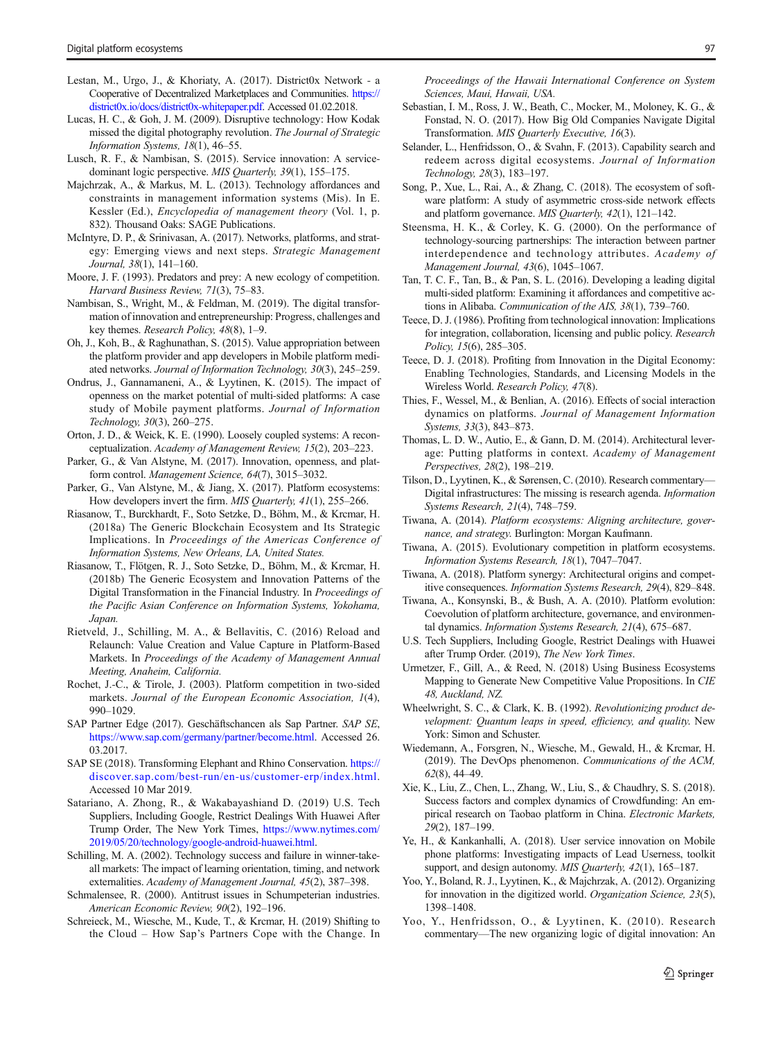Lestan, M., Urgo, J., & Khoriaty, A. (2017). District0x Network - a Cooperative of Decentralized Marketplaces and Communities. https://district0x.io/docs/district0x-whitepaper.pdf. Accessed 01.02.2018.

Lucas, H. C., & Goh, J. M. (2009). Disruptive technology: How Kodak missed the digital photography revolution. *The Journal of Strategic Information Systems, 18*(1), 46–55.

Lusch, R. F., & Nambisan, S. (2015). Service innovation: A service-dominant logic perspective. *MIS Quarterly, 39*(1), 155–175.

Majchrzak, A., & Markus, M. L. (2013). Technology affordances and constraints in management information systems (Mis). In E. Kessler (Ed.), *Encyclopedia of management theory* (Vol. 1, p. 832). Thousand Oaks: SAGE Publications.

McIntyre, D. P., & Srinivasan, A. (2017). Networks, platforms, and strategy: Emerging views and next steps. *Strategic Management Journal, 38*(1), 141–160.

Moore, J. F. (1993). Predators and prey: A new ecology of competition. *Harvard Business Review, 71*(3), 75–83.

Nambisan, S., Wright, M., & Feldman, M. (2019). The digital transformation of innovation and entrepreneurship: Progress, challenges and key themes. *Research Policy, 48*(8), 1–9.

Oh, J., Koh, B., & Raghunathan, S. (2015). Value appropriation between the platform provider and app developers in Mobile platform mediated networks. *Journal of Information Technology, 30*(3), 245–259.

Ondrus, J., Gannamaneni, A., & Lyytinen, K. (2015). The impact of openness on the market potential of multi-sided platforms: A case study of Mobile payment platforms. *Journal of Information Technology, 30*(3), 260–275.

Orton, J. D., & Weick, K. E. (1990). Loosely coupled systems: A reconceptualization. *Academy of Management Review, 15*(2), 203–223.

Parker, G., & Van Alstyne, M. (2017). Innovation, openness, and platform control. *Management Science, 64*(7), 3015–3032.

Parker, G., Van Alstyne, M., & Jiang, X. (2017). Platform ecosystems: How developers invert the firm. *MIS Quarterly, 41*(1), 255–266.

Riasanow, T., Burckhardt, F., Soto Setzke, D., Böhm, M., & Krcmar, H. (2018a) The Generic Blockchain Ecosystem and Its Strategic Implications. In *Proceedings of the Americas Conference of Information Systems, New Orleans, LA, United States.*

Riasanow, T., Flötgen, R. J., Soto Setzke, D., Böhm, M., & Krcmar, H. (2018b) The Generic Ecosystem and Innovation Patterns of the Digital Transformation in the Financial Industry. In *Proceedings of the Pacific Asian Conference on Information Systems, Yokohama, Japan.*

Rietveld, J., Schilling, M. A., & Bellavitis, C. (2016) Reload and Relaunch: Value Creation and Value Capture in Platform-Based Markets. In *Proceedings of the Academy of Management Annual Meeting, Anaheim, California.*

Rochet, J.-C., & Tirole, J. (2003). Platform competition in two-sided markets. *Journal of the European Economic Association, 1*(4), 990–1029.

SAP Partner Edge (2017). Geschäftschancen als Sap Partner. *SAP SE*, https://www.sap.com/germany/partner/become.html. Accessed 26.03.2017.

SAP SE (2018). Transforming Elephant and Rhino Conservation. https://discover.sap.com/best-run/en-us/customer-erp/index.html. Accessed 10 Mar 2019.

Satariano, A. Zhong, R., & Wakabayashiand D. (2019) U.S. Tech Suppliers, Including Google, Restrict Dealings With Huawei After Trump Order, The New York Times, https://www.nytimes.com/2019/05/20/technology/google-android-huawei.html.

Schilling, M. A. (2002). Technology success and failure in winner-take-all markets: The impact of learning orientation, timing, and network externalities. *Academy of Management Journal, 45*(2), 387–398.

Schmalensee, R. (2000). Antitrust issues in Schumpeterian industries. *American Economic Review, 90*(2), 192–196.

Schreieck, M., Wiesche, M., Kude, T., & Krcmar, H. (2019) Shifting to the Cloud – How Sap's Partners Cope with the Change. In *Proceedings of the Hawaii International Conference on System Sciences, Maui, Hawaii, USA.*

Sebastian, I. M., Ross, J. W., Beath, C., Mocker, M., Moloney, K. G., & Fonstad, N. O. (2017). How Big Old Companies Navigate Digital Transformation. *MIS Quarterly Executive, 16*(3).

Selander, L., Henfridsson, O., & Svahn, F. (2013). Capability search and redeem across digital ecosystems. *Journal of Information Technology, 28*(3), 183–197.

Song, P., Xue, L., Rai, A., & Zhang, C. (2018). The ecosystem of software platform: A study of asymmetric cross-side network effects and platform governance. *MIS Quarterly, 42*(1), 121–142.

Steensma, H. K., & Corley, K. G. (2000). On the performance of technology-sourcing partnerships: The interaction between partner interdependence and technology attributes. *Academy of Management Journal, 43*(6), 1045–1067.

Tan, T. C. F., Tan, B., & Pan, S. L. (2016). Developing a leading digital multi-sided platform: Examining it affordances and competitive actions in Alibaba. *Communication of the AIS, 38*(1), 739–760.

Teece, D. J. (1986). Profiting from technological innovation: Implications for integration, collaboration, licensing and public policy. *Research Policy, 15*(6), 285–305.

Teece, D. J. (2018). Profiting from Innovation in the Digital Economy: Enabling Technologies, Standards, and Licensing Models in the Wireless World. *Research Policy, 47*(8).

Thies, F., Wessel, M., & Benlian, A. (2016). Effects of social interaction dynamics on platforms. *Journal of Management Information Systems, 33*(3), 843–873.

Thomas, L. D. W., Autio, E., & Gann, D. M. (2014). Architectural leverage: Putting platforms in context. *Academy of Management Perspectives, 28*(2), 198–219.

Tilson, D., Lyytinen, K., & Sørensen, C. (2010). Research commentary—Digital infrastructures: The missing is research agenda. *Information Systems Research, 21*(4), 748–759.

Tiwana, A. (2014). *Platform ecosystems: Aligning architecture, governance, and strategy.* Burlington: Morgan Kaufmann.

Tiwana, A. (2015). Evolutionary competition in platform ecosystems. *Information Systems Research, 18*(1), 7047–7047.

Tiwana, A. (2018). Platform synergy: Architectural origins and competitive consequences. *Information Systems Research, 29*(4), 829–848.

Tiwana, A., Konsynski, B., & Bush, A. A. (2010). Platform evolution: Coevolution of platform architecture, governance, and environmental dynamics. *Information Systems Research, 21*(4), 675–687.

U.S. Tech Suppliers, Including Google, Restrict Dealings with Huawei after Trump Order. (2019), *The New York Times*.

Urmetzer, F., Gill, A., & Reed, N. (2018) Using Business Ecosystems Mapping to Generate New Competitive Value Propositions. In *CIE 48, Auckland, NZ.*

Wheelwright, S. C., & Clark, K. B. (1992). *Revolutionizing product development: Quantum leaps in speed, efficiency, and quality.* New York: Simon and Schuster.

Wiedemann, A., Forsgren, N., Wiesche, M., Gewald, H., & Krcmar, H. (2019). The DevOps phenomenon. *Communications of the ACM, 62*(8), 44–49.

Xie, K., Liu, Z., Chen, L., Zhang, W., Liu, S., & Chaudhry, S. S. (2018). Success factors and complex dynamics of Crowdfunding: An empirical research on Taobao platform in China. *Electronic Markets, 29*(2), 187–199.

Ye, H., & Kankanhalli, A. (2018). User service innovation on Mobile phone platforms: Investigating impacts of Lead Userness, toolkit support, and design autonomy. *MIS Quarterly, 42*(1), 165–187.

Yoo, Y., Boland, R. J., Lyytinen, K., & Majchrzak, A. (2012). Organizing for innovation in the digitized world. *Organization Science, 23*(5), 1398–1408.

Yoo, Y., Henfridsson, O., & Lyytinen, K. (2010). Research commentary—The new organizing logic of digital innovation: An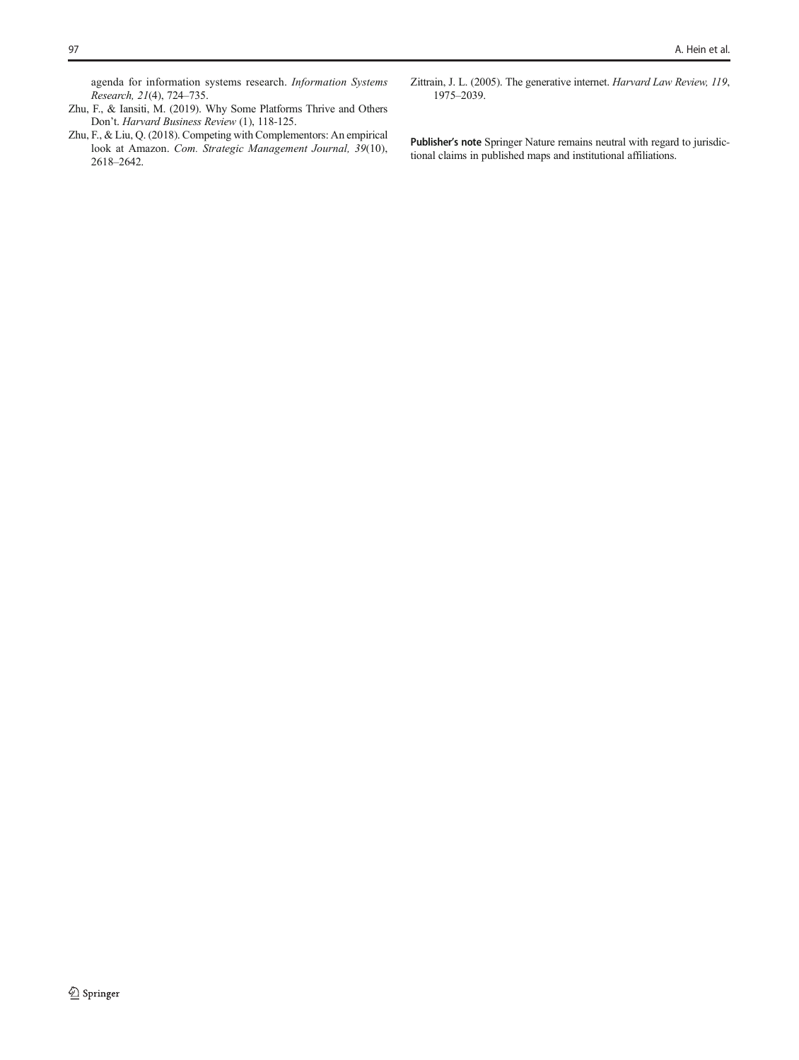agenda for information systems research. *Information Systems Research, 21*(4), 724–735.

Zhu, F., & Iansiti, M. (2019). Why Some Platforms Thrive and Others Don't. *Harvard Business Review* (1), 118-125.

Zhu, F., & Liu, Q. (2018). Competing with Complementors: An empirical look at Amazon. *Com. Strategic Management Journal, 39*(10), 2618–2642.

Zittrain, J. L. (2005). The generative internet. *Harvard Law Review, 119*, 1975–2039.

**Publisher's note** Springer Nature remains neutral with regard to jurisdictional claims in published maps and institutional affiliations.